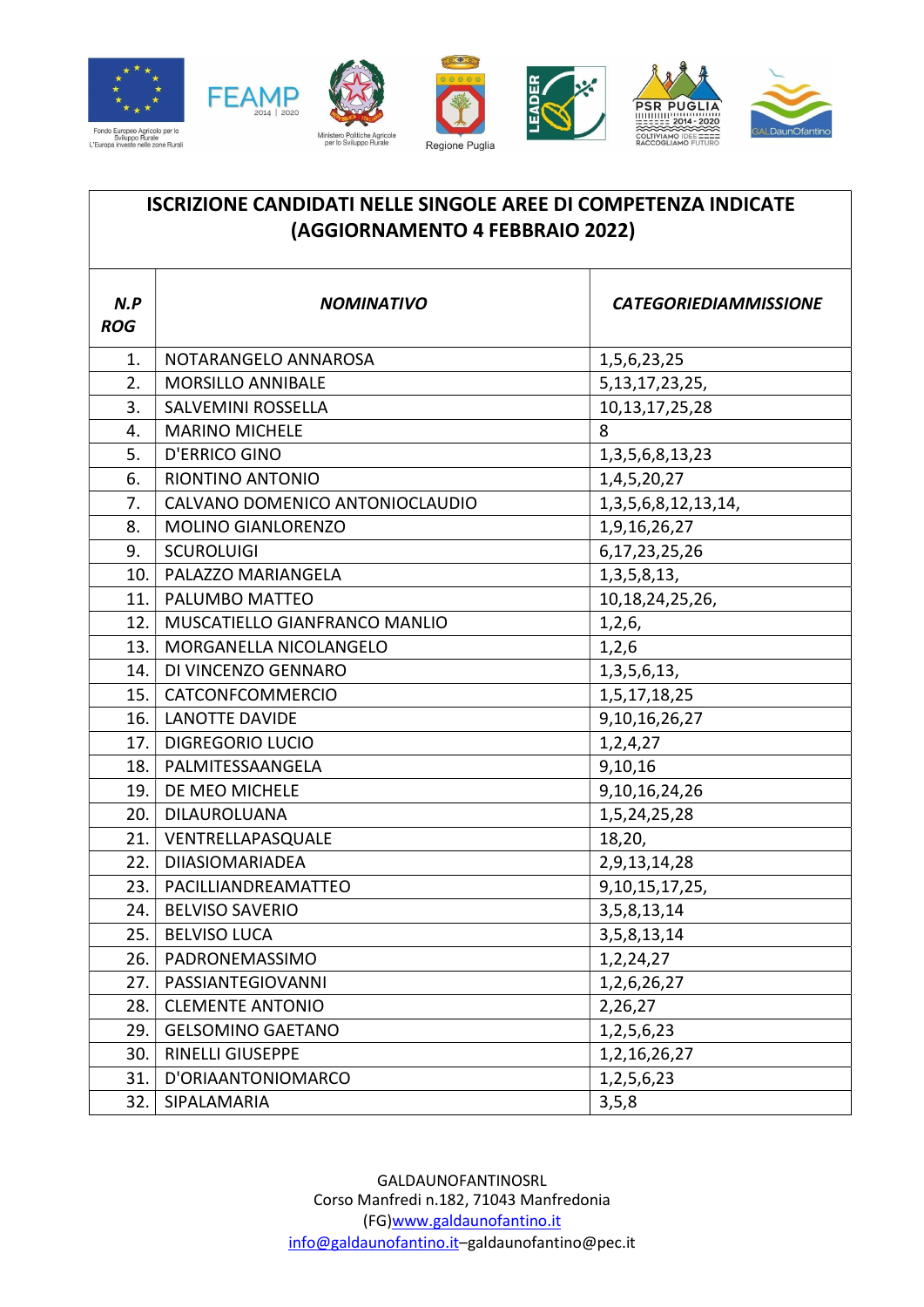## ISCRIZIONE CANDIDATI NELLE SINGOLE AREE DI COMPETENZA INDICATE (AGGIORNAMENTO 4 FEBBRAIO 2022)

| *N.P ROG* | *NOMINATIVO* | *CATEGORIEDIAMMISSIONE* |
|---|---|---|
| 1. | NOTARANGELO ANNAROSA | 1,5,6,23,25 |
| 2. | MORSILLO ANNIBALE | 5,13,17,23,25, |
| 3. | SALVEMINI ROSSELLA | 10,13,17,25,28 |
| 4. | MARINO MICHELE | 8 |
| 5. | D'ERRICO GINO | 1,3,5,6,8,13,23 |
| 6. | RIONTINO ANTONIO | 1,4,5,20,27 |
| 7. | CALVANO DOMENICO ANTONIOCLAUDIO | 1,3,5,6,8,12,13,14, |
| 8. | MOLINO GIANLORENZO | 1,9,16,26,27 |
| 9. | SCUROLUIGI | 6,17,23,25,26 |
| 10. | PALAZZO MARIANGELA | 1,3,5,8,13, |
| 11. | PALUMBO MATTEO | 10,18,24,25,26, |
| 12. | MUSCATIELLO GIANFRANCO MANLIO | 1,2,6, |
| 13. | MORGANELLA NICOLANGELO | 1,2,6 |
| 14. | DI VINCENZO GENNARO | 1,3,5,6,13, |
| 15. | CATCONFCOMMERCIO | 1,5,17,18,25 |
| 16. | LANOTTE DAVIDE | 9,10,16,26,27 |
| 17. | DIGREGORIO LUCIO | 1,2,4,27 |
| 18. | PALMITESSAANGELA | 9,10,16 |
| 19. | DE MEO MICHELE | 9,10,16,24,26 |
| 20. | DILAUROLUANA | 1,5,24,25,28 |
| 21. | VENTRELLAPASQUALE | 18,20, |
| 22. | DIIASIOMARIADEA | 2,9,13,14,28 |
| 23. | PACILLIANDREAMATTEO | 9,10,15,17,25, |
| 24. | BELVISO SAVERIO | 3,5,8,13,14 |
| 25. | BELVISO LUCA | 3,5,8,13,14 |
| 26. | PADRONEMASSIMO | 1,2,24,27 |
| 27. | PASSIANTEGIOVANNI | 1,2,6,26,27 |
| 28. | CLEMENTE ANTONIO | 2,26,27 |
| 29. | GELSOMINO GAETANO | 1,2,5,6,23 |
| 30. | RINELLI GIUSEPPE | 1,2,16,26,27 |
| 31. | D'ORIAANTONIOMARCO | 1,2,5,6,23 |
| 32. | SIPALAMARIA | 3,5,8 |

GALDAUNOFANTINOSRL
Corso Manfredi n.182, 71043 Manfredonia
(FG)www.galdaunofantino.it
info@galdaunofantino.it–galdaunofantino@pec.it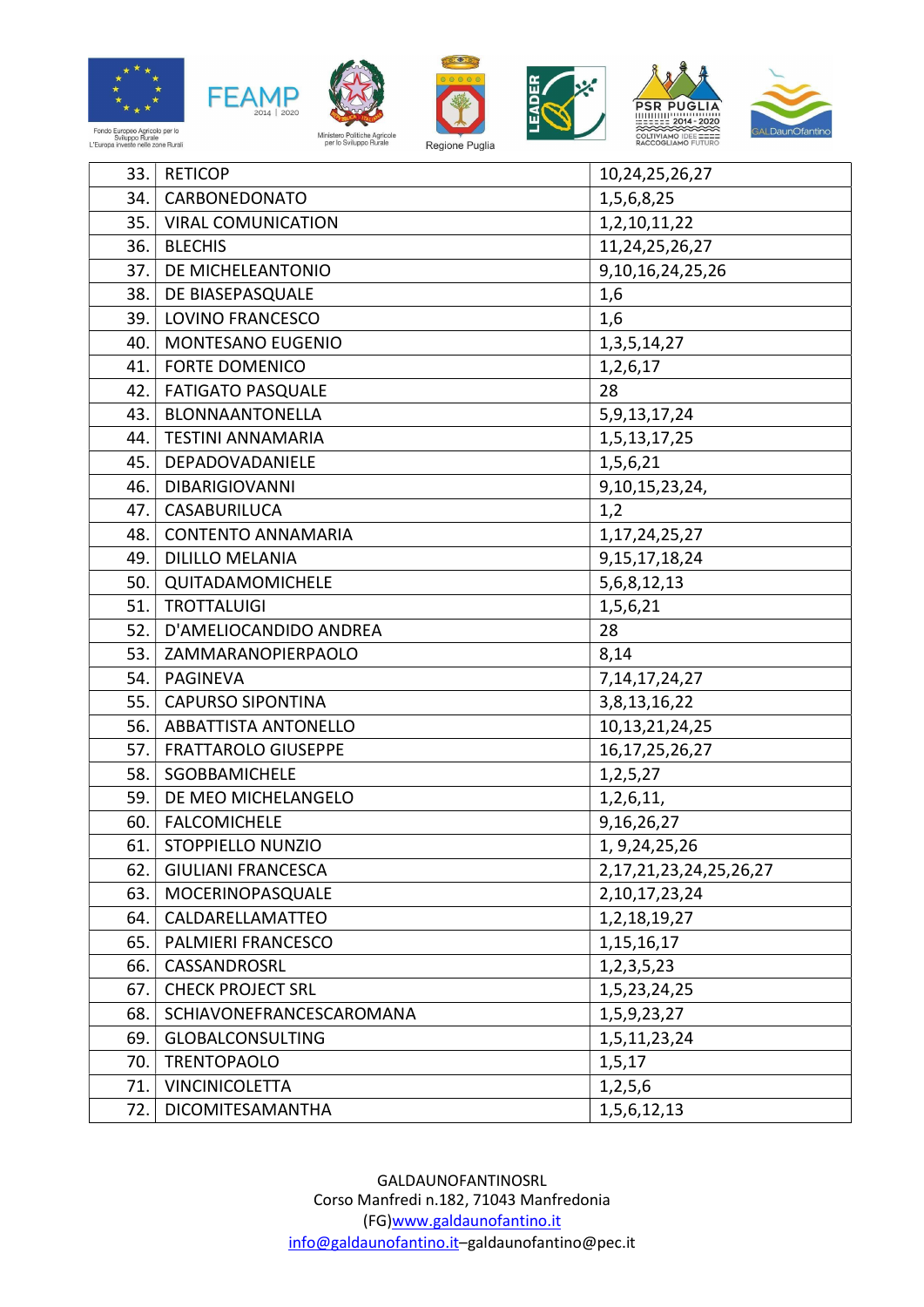| | | |
|---|---|---|
| 33. | RETICOP | 10,24,25,26,27 |
| 34. | CARBONEDONATO | 1,5,6,8,25 |
| 35. | VIRAL COMUNICATION | 1,2,10,11,22 |
| 36. | BLECHIS | 11,24,25,26,27 |
| 37. | DE MICHELEANTONIO | 9,10,16,24,25,26 |
| 38. | DE BIASEPASQUALE | 1,6 |
| 39. | LOVINO FRANCESCO | 1,6 |
| 40. | MONTESANO EUGENIO | 1,3,5,14,27 |
| 41. | FORTE DOMENICO | 1,2,6,17 |
| 42. | FATIGATO PASQUALE | 28 |
| 43. | BLONNAANTONELLA | 5,9,13,17,24 |
| 44. | TESTINI ANNAMARIA | 1,5,13,17,25 |
| 45. | DEPADOVADANIELE | 1,5,6,21 |
| 46. | DIBARIGIOVANNI | 9,10,15,23,24, |
| 47. | CASABURILUCA | 1,2 |
| 48. | CONTENTO ANNAMARIA | 1,17,24,25,27 |
| 49. | DILILLO MELANIA | 9,15,17,18,24 |
| 50. | QUITADAMOMICHELE | 5,6,8,12,13 |
| 51. | TROTTALUIGI | 1,5,6,21 |
| 52. | D'AMELIOCANDIDO ANDREA | 28 |
| 53. | ZAMMARANOPIERPAOLO | 8,14 |
| 54. | PAGINEVA | 7,14,17,24,27 |
| 55. | CAPURSO SIPONTINA | 3,8,13,16,22 |
| 56. | ABBATTISTA ANTONELLO | 10,13,21,24,25 |
| 57. | FRATTAROLO GIUSEPPE | 16,17,25,26,27 |
| 58. | SGOBBAMICHELE | 1,2,5,27 |
| 59. | DE MEO MICHELANGELO | 1,2,6,11, |
| 60. | FALCOMICHELE | 9,16,26,27 |
| 61. | STOPPIELLO NUNZIO | 1, 9,24,25,26 |
| 62. | GIULIANI FRANCESCA | 2,17,21,23,24,25,26,27 |
| 63. | MOCERINOPASQUALE | 2,10,17,23,24 |
| 64. | CALDARELLAMATTEO | 1,2,18,19,27 |
| 65. | PALMIERI FRANCESCO | 1,15,16,17 |
| 66. | CASSANDROSRL | 1,2,3,5,23 |
| 67. | CHECK PROJECT SRL | 1,5,23,24,25 |
| 68. | SCHIAVONEFRANCESCAROMANA | 1,5,9,23,27 |
| 69. | GLOBALCONSULTING | 1,5,11,23,24 |
| 70. | TRENTOPAOLO | 1,5,17 |
| 71. | VINCINICOLETTA | 1,2,5,6 |
| 72. | DICOMITESAMANTHA | 1,5,6,12,13 |

GALDAUNOFANTINOSRL
Corso Manfredi n.182, 71043 Manfredonia
(FG)www.galdaunofantino.it
info@galdaunofantino.it–galdaunofantino@pec.it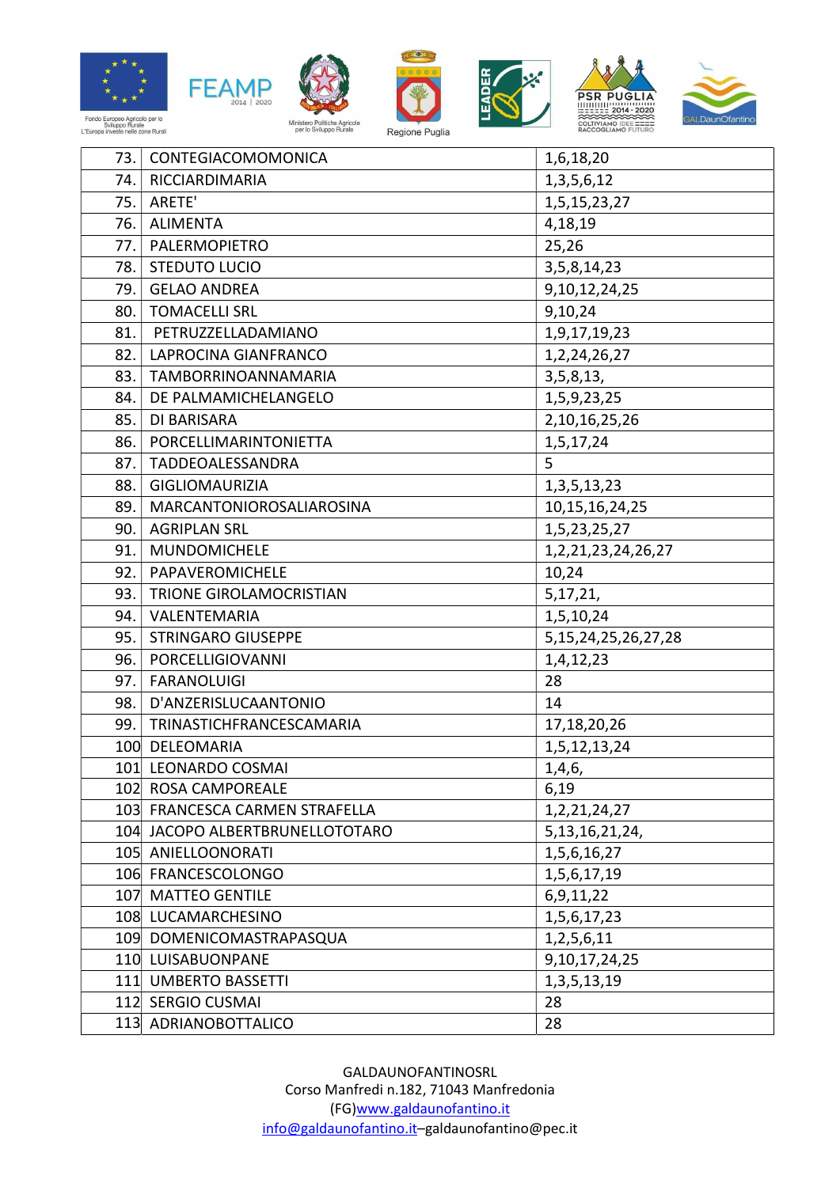| | | |
|---|---|---|
| 73. | CONTEGIACOMOMONICA | 1,6,18,20 |
| 74. | RICCIARDIMARIA | 1,3,5,6,12 |
| 75. | ARETE' | 1,5,15,23,27 |
| 76. | ALIMENTA | 4,18,19 |
| 77. | PALERMOPIETRO | 25,26 |
| 78. | STEDUTO LUCIO | 3,5,8,14,23 |
| 79. | GELAO ANDREA | 9,10,12,24,25 |
| 80. | TOMACELLI SRL | 9,10,24 |
| 81. | PETRUZZELLADAMIANO | 1,9,17,19,23 |
| 82. | LAPROCINA GIANFRANCO | 1,2,24,26,27 |
| 83. | TAMBORRINOANNAMARIA | 3,5,8,13, |
| 84. | DE PALMAMICHELANGELO | 1,5,9,23,25 |
| 85. | DI BARISARA | 2,10,16,25,26 |
| 86. | PORCELLIMARINTONIETTA | 1,5,17,24 |
| 87. | TADDEOALESSANDRA | 5 |
| 88. | GIGLIOMAURIZIA | 1,3,5,13,23 |
| 89. | MARCANTONIOROSALIAROSINA | 10,15,16,24,25 |
| 90. | AGRIPLAN SRL | 1,5,23,25,27 |
| 91. | MUNDOMICHELE | 1,2,21,23,24,26,27 |
| 92. | PAPAVEROMICHELE | 10,24 |
| 93. | TRIONE GIROLAMOCRISTIAN | 5,17,21, |
| 94. | VALENTEMARIA | 1,5,10,24 |
| 95. | STRINGARO GIUSEPPE | 5,15,24,25,26,27,28 |
| 96. | PORCELLIGIOVANNI | 1,4,12,23 |
| 97. | FARANOLUIGI | 28 |
| 98. | D'ANZERISLUCAANTONIO | 14 |
| 99. | TRINASTICHFRANCESCAMARIA | 17,18,20,26 |
| 100 | DELEOMARIA | 1,5,12,13,24 |
| 101 | LEONARDO COSMAI | 1,4,6, |
| 102 | ROSA CAMPOREALE | 6,19 |
| 103 | FRANCESCA CARMEN STRAFELLA | 1,2,21,24,27 |
| 104 | JACOPO ALBERTBRUNELLOTOTARO | 5,13,16,21,24, |
| 105 | ANIELLOONORATI | 1,5,6,16,27 |
| 106 | FRANCESCOLONGO | 1,5,6,17,19 |
| 107 | MATTEO GENTILE | 6,9,11,22 |
| 108 | LUCAMARCHESINO | 1,5,6,17,23 |
| 109 | DOMENICOMASTRAPASQUA | 1,2,5,6,11 |
| 110 | LUISABUONPANE | 9,10,17,24,25 |
| 111 | UMBERTO BASSETTI | 1,3,5,13,19 |
| 112 | SERGIO CUSMAI | 28 |
| 113 | ADRIANOBOTTALICO | 28 |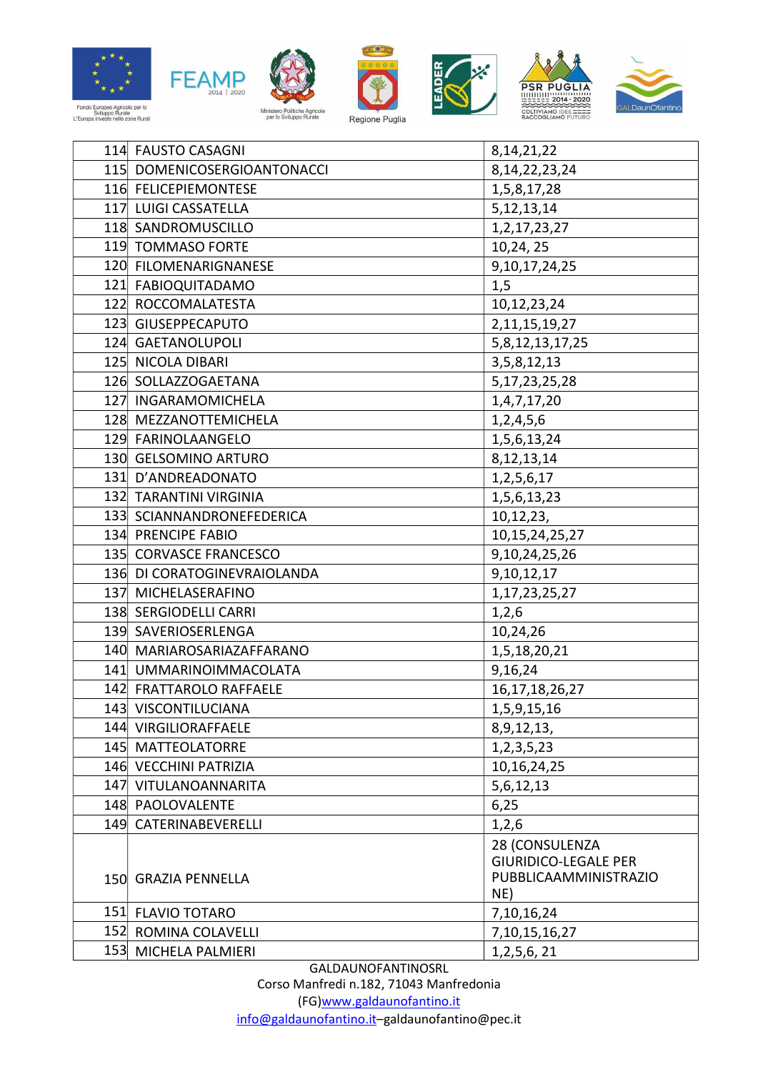| | | |
|---|---|---|
| 114 | FAUSTO CASAGNI | 8,14,21,22 |
| 115 | DOMENICOSERGIOANTONACCI | 8,14,22,23,24 |
| 116 | FELICEPIEMONTESE | 1,5,8,17,28 |
| 117 | LUIGI CASSATELLA | 5,12,13,14 |
| 118 | SANDROMUSCILLO | 1,2,17,23,27 |
| 119 | TOMMASO FORTE | 10,24, 25 |
| 120 | FILOMENARIGNANESE | 9,10,17,24,25 |
| 121 | FABIOQUITADAMO | 1,5 |
| 122 | ROCCOMALATESTA | 10,12,23,24 |
| 123 | GIUSEPPECAPUTO | 2,11,15,19,27 |
| 124 | GAETANOLUPOLI | 5,8,12,13,17,25 |
| 125 | NICOLA DIBARI | 3,5,8,12,13 |
| 126 | SOLLAZZOGAETANA | 5,17,23,25,28 |
| 127 | INGARAMOMICHELA | 1,4,7,17,20 |
| 128 | MEZZANOTTEMICHELA | 1,2,4,5,6 |
| 129 | FARINOLAANGELO | 1,5,6,13,24 |
| 130 | GELSOMINO ARTURO | 8,12,13,14 |
| 131 | D'ANDREADONATO | 1,2,5,6,17 |
| 132 | TARANTINI VIRGINIA | 1,5,6,13,23 |
| 133 | SCIANNANDRONEFEDERICA | 10,12,23, |
| 134 | PRENCIPE FABIO | 10,15,24,25,27 |
| 135 | CORVASCE FRANCESCO | 9,10,24,25,26 |
| 136 | DI CORATOGINEVRAIOLANDA | 9,10,12,17 |
| 137 | MICHELASERAFINO | 1,17,23,25,27 |
| 138 | SERGIODELLI CARRI | 1,2,6 |
| 139 | SAVERIOSERLENGA | 10,24,26 |
| 140 | MARIAROSARIAZAFFARANO | 1,5,18,20,21 |
| 141 | UMMARINOIMMACOLATA | 9,16,24 |
| 142 | FRATTAROLO RAFFAELE | 16,17,18,26,27 |
| 143 | VISCONTILUCIANA | 1,5,9,15,16 |
| 144 | VIRGILIORAFFAELE | 8,9,12,13, |
| 145 | MATTEOLATORRE | 1,2,3,5,23 |
| 146 | VECCHINI PATRIZIA | 10,16,24,25 |
| 147 | VITULANOANNARITA | 5,6,12,13 |
| 148 | PAOLOVALENTE | 6,25 |
| 149 | CATERINABEVERELLI | 1,2,6 |
| 150 | GRAZIA PENNELLA | 28 (CONSULENZA GIURIDICO-LEGALE PER PUBBLICAAMMINISTRAZIONE) |
| 151 | FLAVIO TOTARO | 7,10,16,24 |
| 152 | ROMINA COLAVELLI | 7,10,15,16,27 |
| 153 | MICHELA PALMIERI | 1,2,5,6, 21 |

GALDAUNOFANTINOSRL
Corso Manfredi n.182, 71043 Manfredonia
(FG)www.galdaunofantino.it
info@galdaunofantino.it–galdaunofantino@pec.it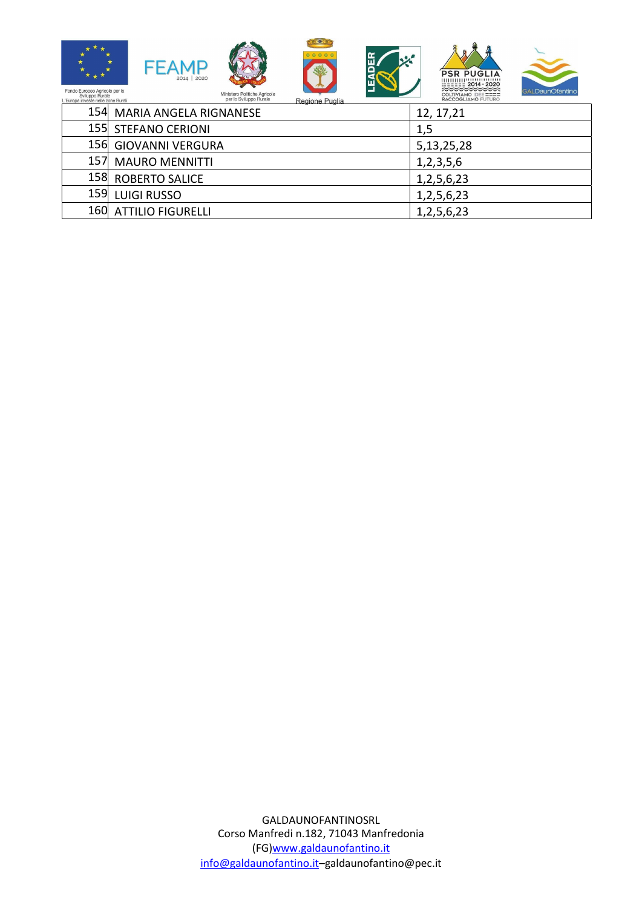| | | |
|---|---|---|
| 154 | MARIA ANGELA RIGNANESE | 12, 17,21 |
| 155 | STEFANO CERIONI | 1,5 |
| 156 | GIOVANNI VERGURA | 5,13,25,28 |
| 157 | MAURO MENNITTI | 1,2,3,5,6 |
| 158 | ROBERTO SALICE | 1,2,5,6,23 |
| 159 | LUIGI RUSSO | 1,2,5,6,23 |
| 160 | ATTILIO FIGURELLI | 1,2,5,6,23 |